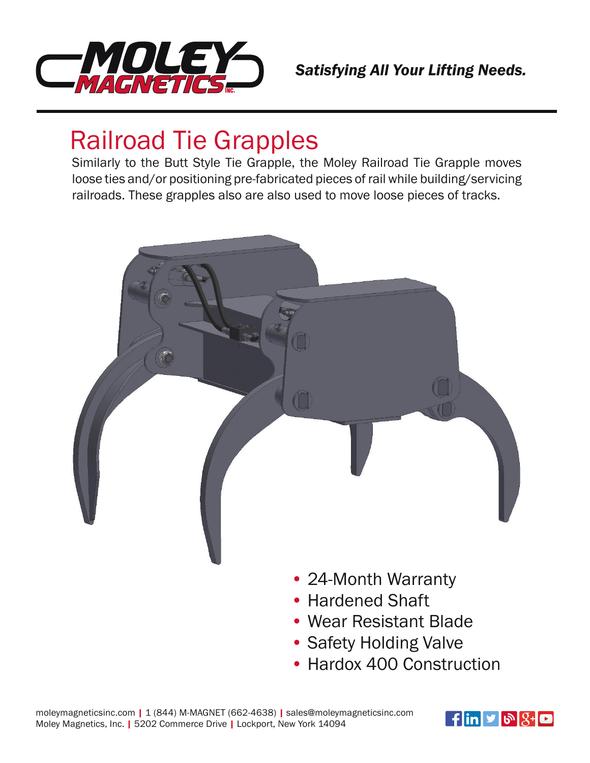*Satisfying All Your Lifting Needs.*

# Railroad Tie Grapples

Similarly to the Butt Style Tie Grapple, the Moley Railroad Tie Grapple moves loose ties and/or positioning pre-fabricated pieces of rail while building/servicing railroads. These grapples also are also used to move loose pieces of tracks.

- 24-Month Warranty
- Hardened Shaft
- Wear Resistant Blade
- Safety Holding Valve
- Hardox 400 Construction

moleymagneticsinc.com | 1 (844) M-MAGNET (662-4638) | sales@moleymagneticsinc.com
Moley Magnetics, Inc. | 5202 Commerce Drive | Lockport, New York 14094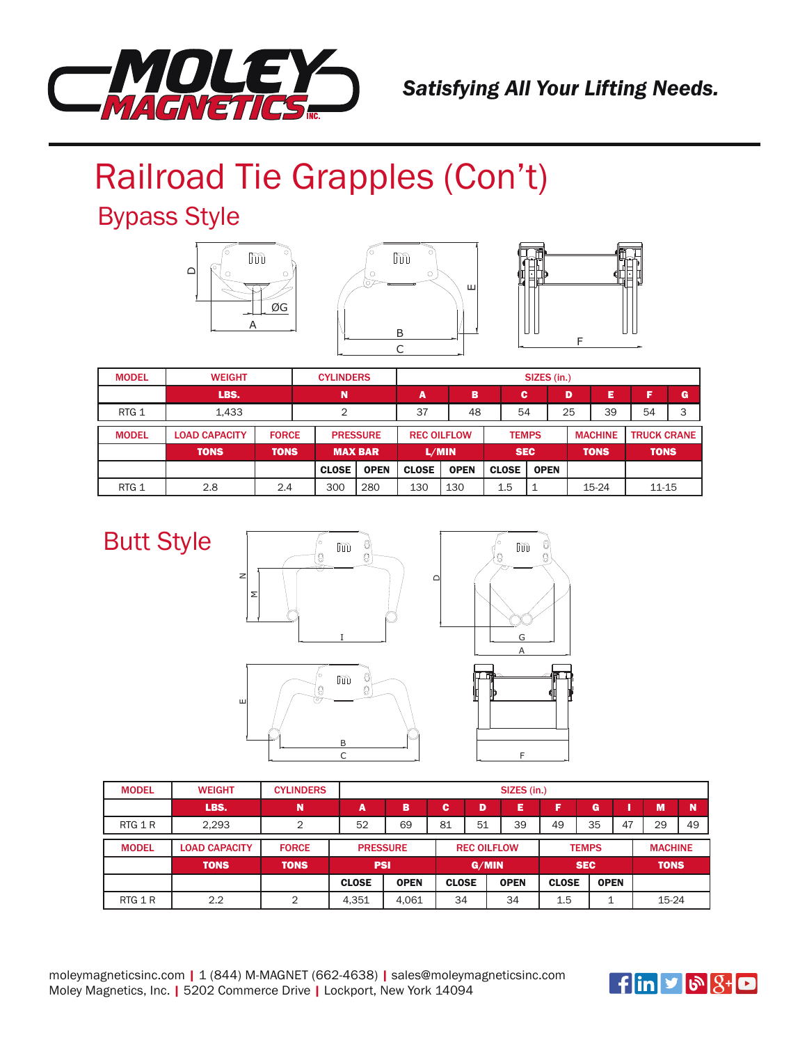*Satisfying All Your Lifting Needs.*

# Railroad Tie Grapples (Con't)

## Bypass Style

D
ØG
A
E
B
C
F

| MODEL | WEIGHT | CYLINDERS | SIZES (in.) | | | | | | |
|---|---|---|---|---|---|---|---|---|---|
| | LBS. | N | A | B | C | D | E | F | G |
| RTG 1 | 1,433 | 2 | 37 | 48 | 54 | 25 | 39 | 54 | 3 |

| MODEL | LOAD CAPACITY | FORCE | PRESSURE | | REC OILFLOW | | TEMPS | | MACHINE | TRUCK CRANE |
|---|---|---|---|---|---|---|---|---|---|---|
| | TONS | TONS | MAX BAR | | L/MIN | | SEC | | TONS | TONS |
| | | | CLOSE | OPEN | CLOSE | OPEN | CLOSE | OPEN | | |
| RTG 1 | 2.8 | 2.4 | 300 | 280 | 130 | 130 | 1.5 | 1 | 15-24 | 11-15 |

## Butt Style

N
M
I
D
G
A
E
B
C
F

| MODEL | WEIGHT | CYLINDERS | SIZES (in.) | | | | | | | | | |
|---|---|---|---|---|---|---|---|---|---|---|---|---|
| | LBS. | N | A | B | C | D | E | F | G | I | M | N |
| RTG 1 R | 2,293 | 2 | 52 | 69 | 81 | 51 | 39 | 49 | 35 | 47 | 29 | 49 |

| MODEL | LOAD CAPACITY | FORCE | PRESSURE | | REC OILFLOW | | TEMPS | | MACHINE |
|---|---|---|---|---|---|---|---|---|---|
| | TONS | TONS | PSI | | G/MIN | | SEC | | TONS |
| | | | CLOSE | OPEN | CLOSE | OPEN | CLOSE | OPEN | |
| RTG 1 R | 2.2 | 2 | 4,351 | 4,061 | 34 | 34 | 1.5 | 1 | 15-24 |

moleymagneticsinc.com | 1 (844) M-MAGNET (662-4638) | sales@moleymagneticsinc.com
Moley Magnetics, Inc. | 5202 Commerce Drive | Lockport, New York 14094